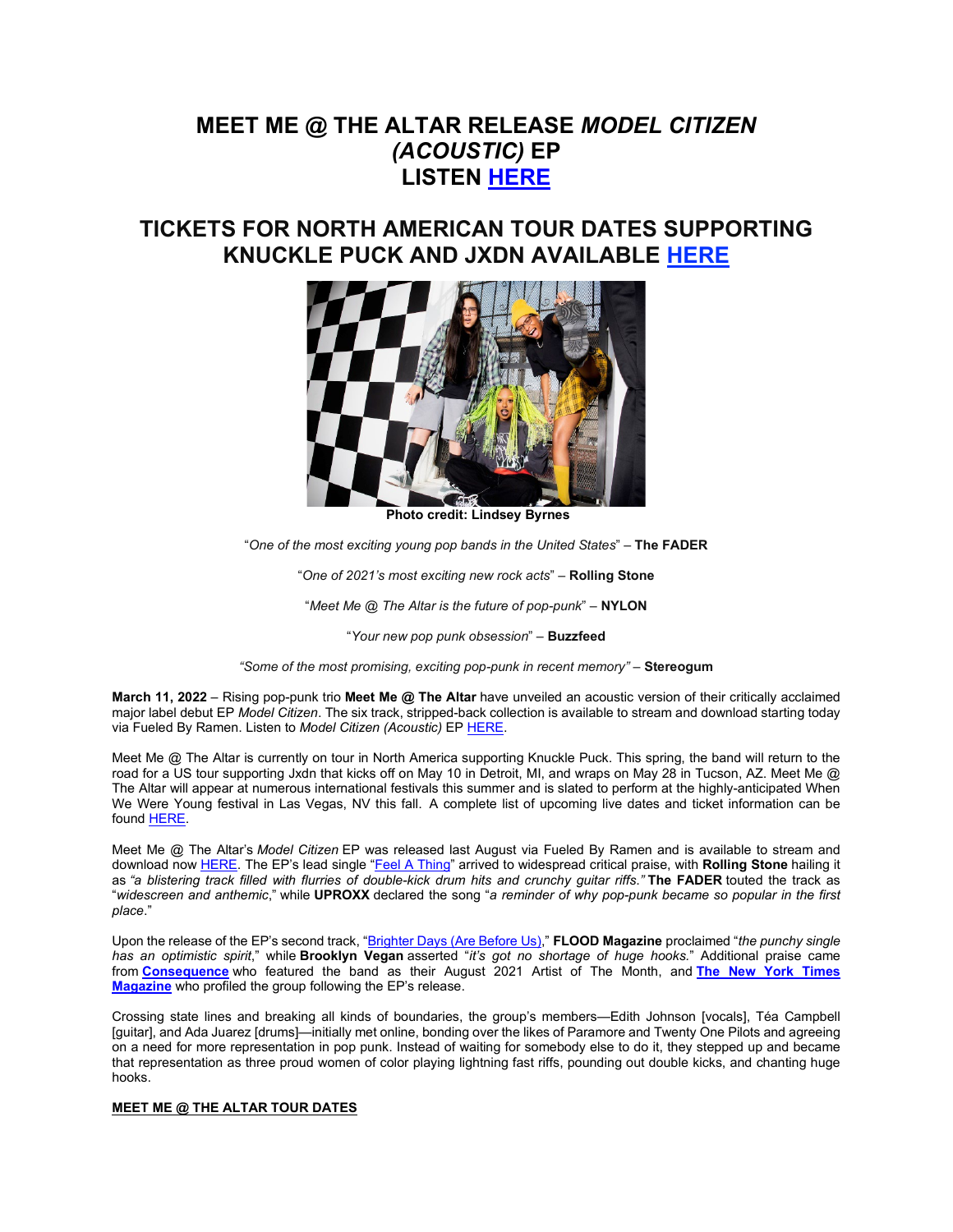# MEET ME @ THE ALTAR RELEASE *MODEL CITIZEN (ACOUSTIC)* EP
# LISTEN [HERE]

## TICKETS FOR NORTH AMERICAN TOUR DATES SUPPORTING KNUCKLE PUCK AND JXDN AVAILABLE [HERE]

**Photo credit: Lindsey Byrnes**

"*One of the most exciting young pop bands in the United States*" – **The FADER**

"*One of 2021's most exciting new rock acts*" – **Rolling Stone**

"*Meet Me @ The Altar is the future of pop-punk*" – **NYLON**

"*Your new pop punk obsession*" – **Buzzfeed**

*"Some of the most promising, exciting pop-punk in recent memory"* – **Stereogum**

**March 11, 2022** – Rising pop-punk trio **Meet Me @ The Altar** have unveiled an acoustic version of their critically acclaimed major label debut EP *Model Citizen*. The six track, stripped-back collection is available to stream and download starting today via Fueled By Ramen. Listen to *Model Citizen (Acoustic)* EP [HERE].

Meet Me @ The Altar is currently on tour in North America supporting Knuckle Puck. This spring, the band will return to the road for a US tour supporting Jxdn that kicks off on May 10 in Detroit, MI, and wraps on May 28 in Tucson, AZ. Meet Me @ The Altar will appear at numerous international festivals this summer and is slated to perform at the highly-anticipated When We Were Young festival in Las Vegas, NV this fall. A complete list of upcoming live dates and ticket information can be found [HERE].

Meet Me @ The Altar's *Model Citizen* EP was released last August via Fueled By Ramen and is available to stream and download now [HERE]. The EP's lead single "[Feel A Thing]" arrived to widespread critical praise, with **Rolling Stone** hailing it as *"a blistering track filled with flurries of double-kick drum hits and crunchy guitar riffs."* **The FADER** touted the track as "*widescreen and anthemic*," while **UPROXX** declared the song "*a reminder of why pop-punk became so popular in the first place*."

Upon the release of the EP's second track, "[Brighter Days (Are Before Us)]," **FLOOD Magazine** proclaimed "*the punchy single has an optimistic spirit*," while **Brooklyn Vegan** asserted "*it's got no shortage of huge hooks.*" Additional praise came from **[Consequence]** who featured the band as their August 2021 Artist of The Month, and **[The New York Times Magazine]** who profiled the group following the EP's release.

Crossing state lines and breaking all kinds of boundaries, the group's members—Edith Johnson [vocals], Téa Campbell [guitar], and Ada Juarez [drums]—initially met online, bonding over the likes of Paramore and Twenty One Pilots and agreeing on a need for more representation in pop punk. Instead of waiting for somebody else to do it, they stepped up and became that representation as three proud women of color playing lightning fast riffs, pounding out double kicks, and chanting huge hooks.

**MEET ME @ THE ALTAR TOUR DATES**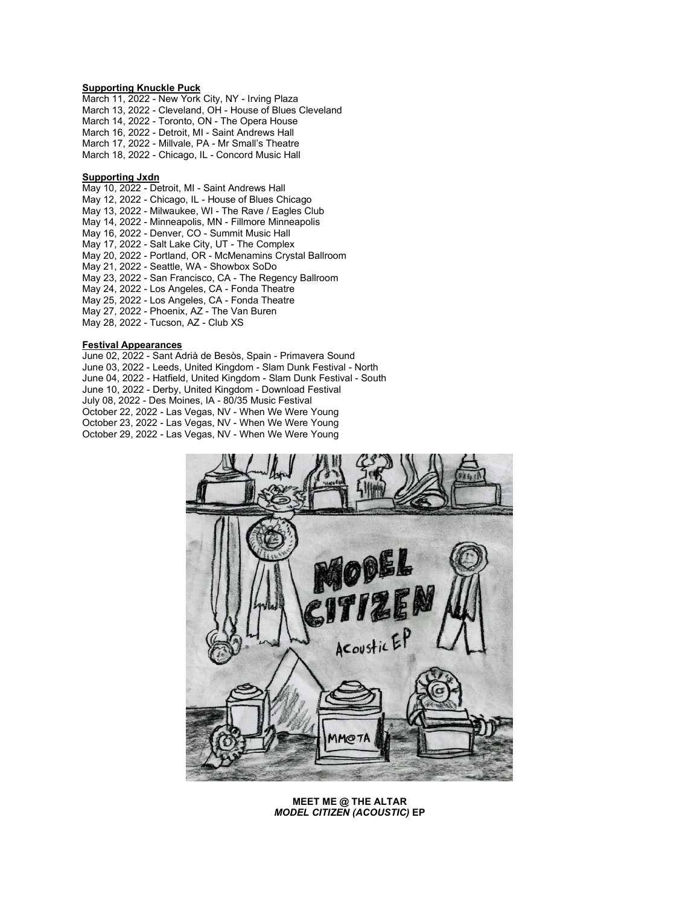**Supporting Knuckle Puck**

March 11, 2022 - New York City, NY - Irving Plaza
March 13, 2022 - Cleveland, OH - House of Blues Cleveland
March 14, 2022 - Toronto, ON - The Opera House
March 16, 2022 - Detroit, MI - Saint Andrews Hall
March 17, 2022 - Millvale, PA - Mr Small's Theatre
March 18, 2022 - Chicago, IL - Concord Music Hall

**Supporting Jxdn**

May 10, 2022 - Detroit, MI - Saint Andrews Hall
May 12, 2022 - Chicago, IL - House of Blues Chicago
May 13, 2022 - Milwaukee, WI - The Rave / Eagles Club
May 14, 2022 - Minneapolis, MN - Fillmore Minneapolis
May 16, 2022 - Denver, CO - Summit Music Hall
May 17, 2022 - Salt Lake City, UT - The Complex
May 20, 2022 - Portland, OR - McMenamins Crystal Ballroom
May 21, 2022 - Seattle, WA - Showbox SoDo
May 23, 2022 - San Francisco, CA - The Regency Ballroom
May 24, 2022 - Los Angeles, CA - Fonda Theatre
May 25, 2022 - Los Angeles, CA - Fonda Theatre
May 27, 2022 - Phoenix, AZ - The Van Buren
May 28, 2022 - Tucson, AZ - Club XS

**Festival Appearances**

June 02, 2022 - Sant Adrià de Besòs, Spain - Primavera Sound
June 03, 2022 - Leeds, United Kingdom - Slam Dunk Festival - North
June 04, 2022 - Hatfield, United Kingdom - Slam Dunk Festival - South
June 10, 2022 - Derby, United Kingdom - Download Festival
July 08, 2022 - Des Moines, IA - 80/35 Music Festival
October 22, 2022 - Las Vegas, NV - When We Were Young
October 23, 2022 - Las Vegas, NV - When We Were Young
October 29, 2022 - Las Vegas, NV - When We Were Young

**MEET ME @ THE ALTAR**
***MODEL CITIZEN (ACOUSTIC)* EP**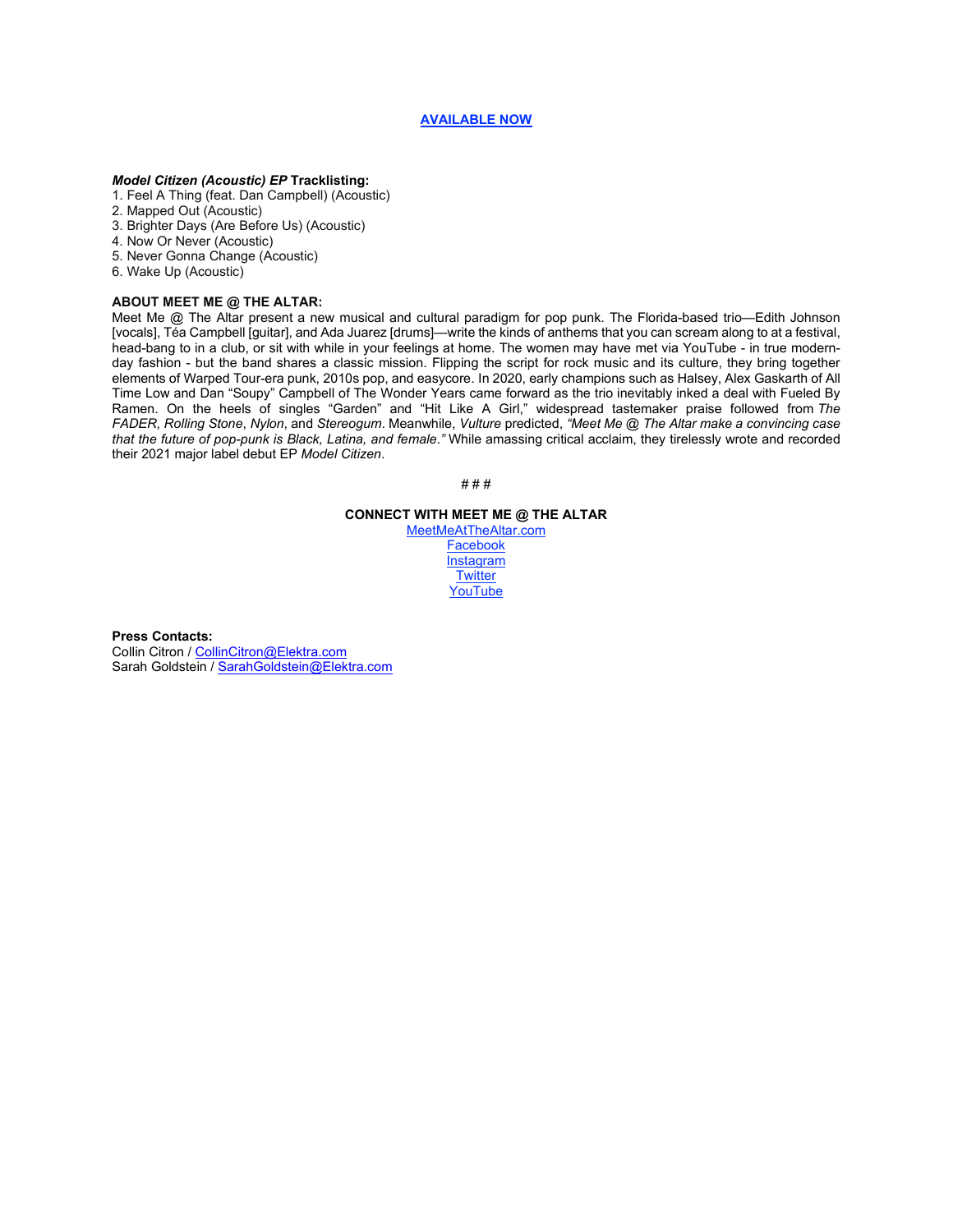**AVAILABLE NOW**

***Model Citizen (Acoustic) EP* Tracklisting:**

1. Feel A Thing (feat. Dan Campbell) (Acoustic)
2. Mapped Out (Acoustic)
3. Brighter Days (Are Before Us) (Acoustic)
4. Now Or Never (Acoustic)
5. Never Gonna Change (Acoustic)
6. Wake Up (Acoustic)

**ABOUT MEET ME @ THE ALTAR:**

Meet Me @ The Altar present a new musical and cultural paradigm for pop punk. The Florida-based trio—Edith Johnson [vocals], Téa Campbell [guitar], and Ada Juarez [drums]—write the kinds of anthems that you can scream along to at a festival, head-bang to in a club, or sit with while in your feelings at home. The women may have met via YouTube - in true modern-day fashion - but the band shares a classic mission. Flipping the script for rock music and its culture, they bring together elements of Warped Tour-era punk, 2010s pop, and easycore. In 2020, early champions such as Halsey, Alex Gaskarth of All Time Low and Dan "Soupy" Campbell of The Wonder Years came forward as the trio inevitably inked a deal with Fueled By Ramen. On the heels of singles "Garden" and "Hit Like A Girl," widespread tastemaker praise followed from *The FADER*, *Rolling Stone*, *Nylon*, and *Stereogum*. Meanwhile, *Vulture* predicted, *"Meet Me @ The Altar make a convincing case that the future of pop-punk is Black, Latina, and female."* While amassing critical acclaim, they tirelessly wrote and recorded their 2021 major label debut EP *Model Citizen*.

# # #

**CONNECT WITH MEET ME @ THE ALTAR**

MeetMeAtTheAltar.com
Facebook
Instagram
Twitter
YouTube

**Press Contacts:**
Collin Citron / CollinCitron@Elektra.com
Sarah Goldstein / SarahGoldstein@Elektra.com